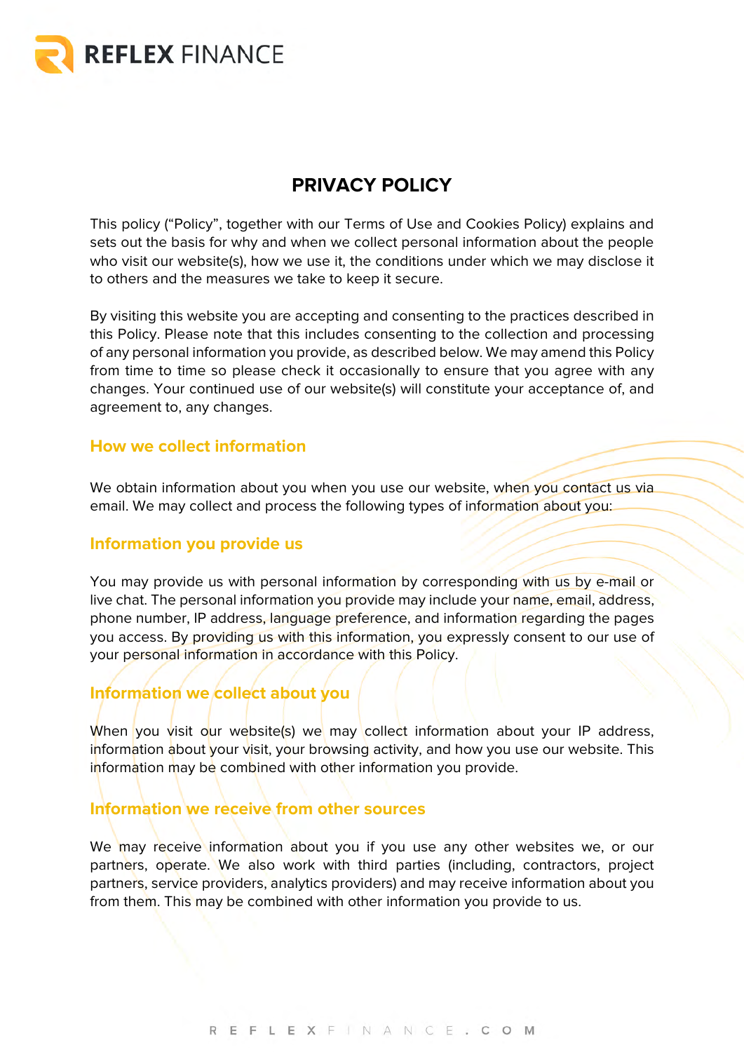# PRIVACY POLICY

This policy ("Policy", together with our Terms of Use and Cookies Policy) explains and sets out the basis for why and when we collect personal information about the people who visit our website(s), how we use it, the conditions under which we may disclose it to others and the measures we take to keep it secure.

By visiting this website you are accepting and consenting to the practices described in this Policy. Please note that this includes consenting to the collection and processing of any personal information you provide, as described below. We may amend this Policy from time to time so please check it occasionally to ensure that you agree with any changes. Your continued use of our website(s) will constitute your acceptance of, and agreement to, any changes.

## How we collect information

We obtain information about you when you use our website, when you contact us via email. We may collect and process the following types of information about you:

## Information you provide us

You may provide us with personal information by corresponding with us by e-mail or live chat. The personal information you provide may include your name, email, address, phone number, IP address, language preference, and information regarding the pages you access. By providing us with this information, you expressly consent to our use of your personal information in accordance with this Policy.

## Information we collect about you

When you visit our website(s) we may collect information about your IP address, information about your visit, your browsing activity, and how you use our website. This information may be combined with other information you provide.

## Information we receive from other sources

We may receive information about you if you use any other websites we, or our partners, operate. We also work with third parties (including, contractors, project partners, service providers, analytics providers) and may receive information about you from them. This may be combined with other information you provide to us.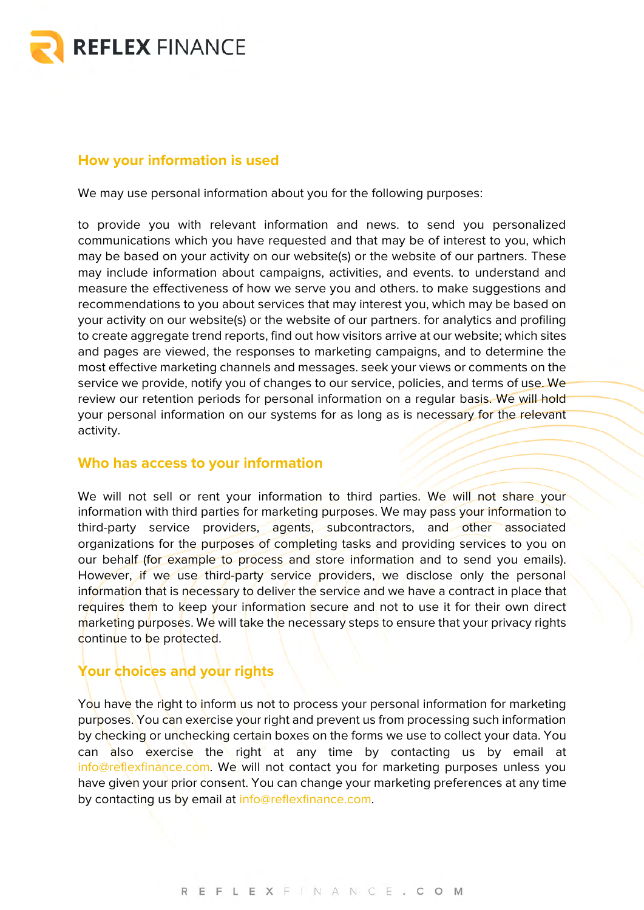## How your information is used

We may use personal information about you for the following purposes:

to provide you with relevant information and news. to send you personalized communications which you have requested and that may be of interest to you, which may be based on your activity on our website(s) or the website of our partners. These may include information about campaigns, activities, and events. to understand and measure the effectiveness of how we serve you and others. to make suggestions and recommendations to you about services that may interest you, which may be based on your activity on our website(s) or the website of our partners. for analytics and profiling to create aggregate trend reports, find out how visitors arrive at our website; which sites and pages are viewed, the responses to marketing campaigns, and to determine the most effective marketing channels and messages. seek your views or comments on the service we provide, notify you of changes to our service, policies, and terms of use. We review our retention periods for personal information on a regular basis. We will hold your personal information on our systems for as long as is necessary for the relevant activity.

## Who has access to your information

We will not sell or rent your information to third parties. We will not share your information with third parties for marketing purposes. We may pass your information to third-party service providers, agents, subcontractors, and other associated organizations for the purposes of completing tasks and providing services to you on our behalf (for example to process and store information and to send you emails). However, if we use third-party service providers, we disclose only the personal information that is necessary to deliver the service and we have a contract in place that requires them to keep your information secure and not to use it for their own direct marketing purposes. We will take the necessary steps to ensure that your privacy rights continue to be protected.

## Your choices and your rights

You have the right to inform us not to process your personal information for marketing purposes. You can exercise your right and prevent us from processing such information by checking or unchecking certain boxes on the forms we use to collect your data. You can also exercise the right at any time by contacting us by email at info@reflexfinance.com. We will not contact you for marketing purposes unless you have given your prior consent. You can change your marketing preferences at any time by contacting us by email at info@reflexfinance.com.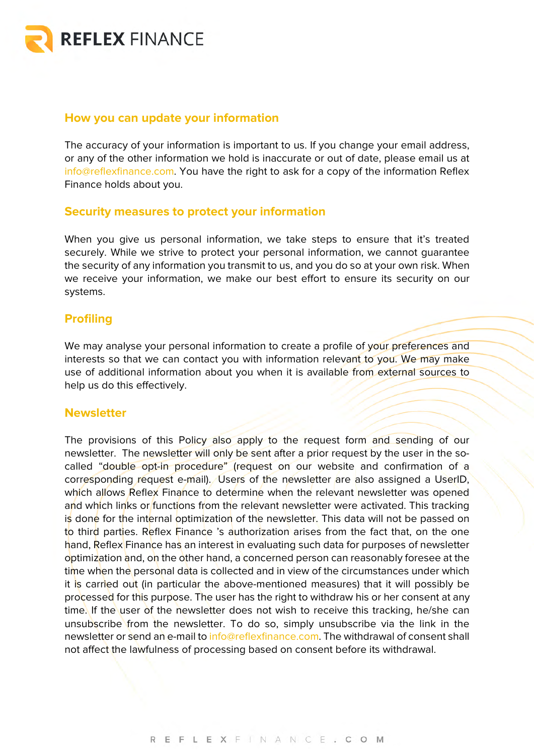## How you can update your information

The accuracy of your information is important to us. If you change your email address, or any of the other information we hold is inaccurate or out of date, please email us at info@reflexfinance.com. You have the right to ask for a copy of the information Reflex Finance holds about you.

## Security measures to protect your information

When you give us personal information, we take steps to ensure that it's treated securely. While we strive to protect your personal information, we cannot guarantee the security of any information you transmit to us, and you do so at your own risk. When we receive your information, we make our best effort to ensure its security on our systems.

## Profiling

We may analyse your personal information to create a profile of your preferences and interests so that we can contact you with information relevant to you. We may make use of additional information about you when it is available from external sources to help us do this effectively.

## Newsletter

The provisions of this Policy also apply to the request form and sending of our newsletter. The newsletter will only be sent after a prior request by the user in the so-called "double opt-in procedure" (request on our website and confirmation of a corresponding request e-mail). Users of the newsletter are also assigned a UserID, which allows Reflex Finance to determine when the relevant newsletter was opened and which links or functions from the relevant newsletter were activated. This tracking is done for the internal optimization of the newsletter. This data will not be passed on to third parties. Reflex Finance 's authorization arises from the fact that, on the one hand, Reflex Finance has an interest in evaluating such data for purposes of newsletter optimization and, on the other hand, a concerned person can reasonably foresee at the time when the personal data is collected and in view of the circumstances under which it is carried out (in particular the above-mentioned measures) that it will possibly be processed for this purpose. The user has the right to withdraw his or her consent at any time. If the user of the newsletter does not wish to receive this tracking, he/she can unsubscribe from the newsletter. To do so, simply unsubscribe via the link in the newsletter or send an e-mail to info@reflexfinance.com. The withdrawal of consent shall not affect the lawfulness of processing based on consent before its withdrawal.